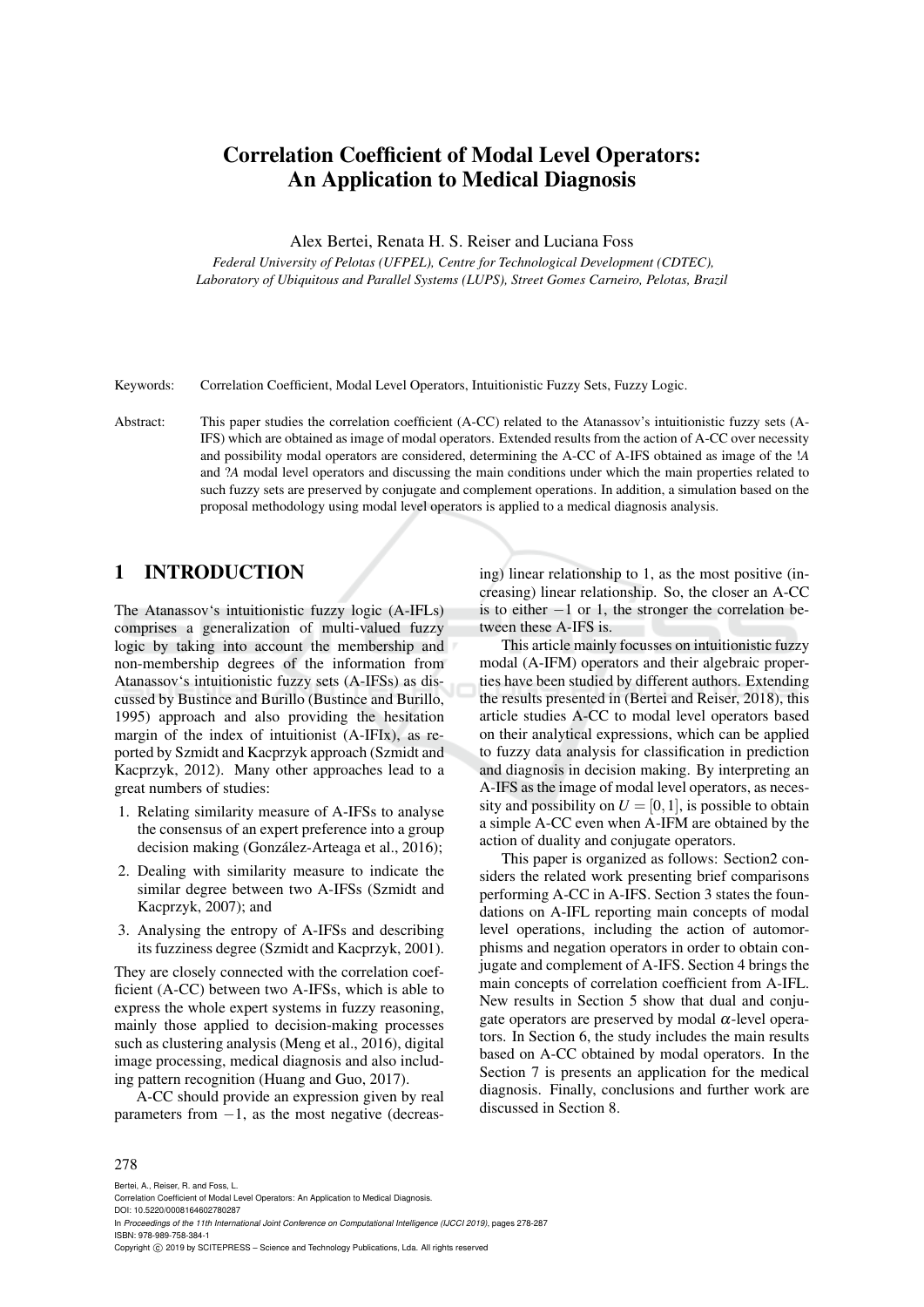# Correlation Coefficient of Modal Level Operators: An Application to Medical Diagnosis

Alex Bertei, Renata H. S. Reiser and Luciana Foss

*Federal University of Pelotas (UFPEL), Centre for Technological Development (CDTEC), Laboratory of Ubiquitous and Parallel Systems (LUPS), Street Gomes Carneiro, Pelotas, Brazil*

Keywords: Correlation Coefficient, Modal Level Operators, Intuitionistic Fuzzy Sets, Fuzzy Logic.

Abstract: This paper studies the correlation coefficient (A-CC) related to the Atanassov's intuitionistic fuzzy sets (A-IFS) which are obtained as image of modal operators. Extended results from the action of A-CC over necessity and possibility modal operators are considered, determining the A-CC of A-IFS obtained as image of the *!A* and *?A* modal level operators and discussing the main conditions under which the main properties related to such fuzzy sets are preserved by conjugate and complement operations. In addition, a simulation based on the proposal methodology using modal level operators is applied to a medical diagnosis analysis.

## 1 INTRODUCTION

The Atanassov's intuitionistic fuzzy logic (A-IFLs) comprises a generalization of multi-valued fuzzy logic by taking into account the membership and non-membership degrees of the information from Atanassov's intuitionistic fuzzy sets (A-IFSs) as discussed by Bustince and Burillo (Bustince and Burillo, 1995) approach and also providing the hesitation margin of the index of intuitionist (A-IFIx), as reported by Szmidt and Kacprzyk approach (Szmidt and Kacprzyk, 2012). Many other approaches lead to a great numbers of studies:

1. Relating similarity measure of A-IFSs to analyse the consensus of an expert preference into a group decision making (González-Arteaga et al., 2016);
2. Dealing with similarity measure to indicate the similar degree between two A-IFSs (Szmidt and Kacprzyk, 2007); and
3. Analysing the entropy of A-IFSs and describing its fuzziness degree (Szmidt and Kacprzyk, 2001).

They are closely connected with the correlation coefficient (A-CC) between two A-IFSs, which is able to express the whole expert systems in fuzzy reasoning, mainly those applied to decision-making processes such as clustering analysis (Meng et al., 2016), digital image processing, medical diagnosis and also including pattern recognition (Huang and Guo, 2017).

A-CC should provide an expression given by real parameters from $-1$, as the most negative (decreasing) linear relationship to 1, as the most positive (increasing) linear relationship. So, the closer an A-CC is to either $-1$ or 1, the stronger the correlation between these A-IFS is.

This article mainly focusses on intuitionistic fuzzy modal (A-IFM) operators and their algebraic properties have been studied by different authors. Extending the results presented in (Bertei and Reiser, 2018), this article studies A-CC to modal level operators based on their analytical expressions, which can be applied to fuzzy data analysis for classification in prediction and diagnosis in decision making. By interpreting an A-IFS as the image of modal level operators, as necessity and possibility on $U = [0,1]$, is possible to obtain a simple A-CC even when A-IFM are obtained by the action of duality and conjugate operators.

This paper is organized as follows: Section2 considers the related work presenting brief comparisons performing A-CC in A-IFS. Section 3 states the foundations on A-IFL reporting main concepts of modal level operations, including the action of automorphisms and negation operators in order to obtain conjugate and complement of A-IFS. Section 4 brings the main concepts of correlation coefficient from A-IFL. New results in Section 5 show that dual and conjugate operators are preserved by modal $\alpha$-level operators. In Section 6, the study includes the main results based on A-CC obtained by modal operators. In the Section 7 is presents an application for the medical diagnosis. Finally, conclusions and further work are discussed in Section 8.

Bertei, A., Reiser, R. and Foss, L.
Correlation Coefficient of Modal Level Operators: An Application to Medical Diagnosis.
DOI: 10.5220/0008164602780287
In *Proceedings of the 11th International Joint Conference on Computational Intelligence (IJCCI 2019)*, pages 278-287
ISBN: 978-989-758-384-1
Copyright © 2019 by SCITEPRESS – Science and Technology Publications, Lda. All rights reserved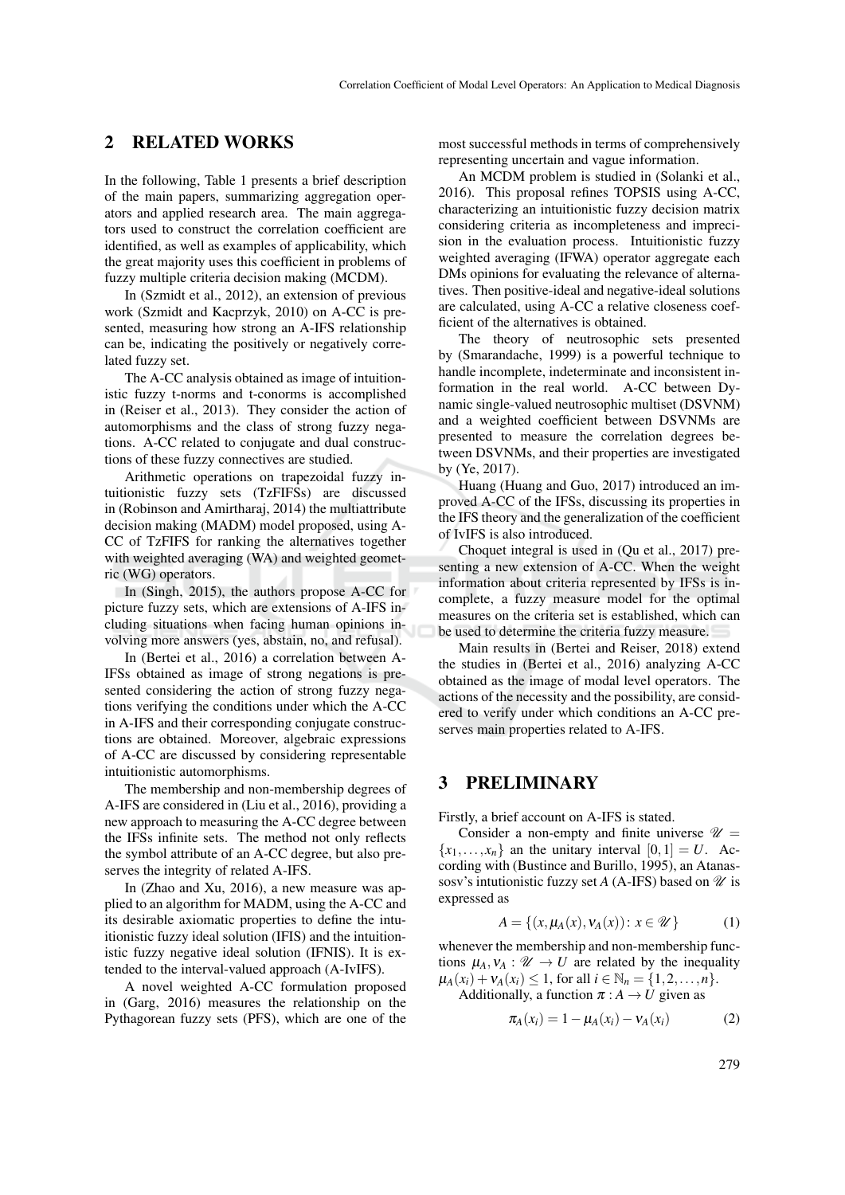## 2 RELATED WORKS

In the following, Table 1 presents a brief description of the main papers, summarizing aggregation operators and applied research area. The main aggregators used to construct the correlation coefficient are identified, as well as examples of applicability, which the great majority uses this coefficient in problems of fuzzy multiple criteria decision making (MCDM).

In (Szmidt et al., 2012), an extension of previous work (Szmidt and Kacprzyk, 2010) on A-CC is presented, measuring how strong an A-IFS relationship can be, indicating the positively or negatively correlated fuzzy set.

The A-CC analysis obtained as image of intuitionistic fuzzy t-norms and t-conorms is accomplished in (Reiser et al., 2013). They consider the action of automorphisms and the class of strong fuzzy negations. A-CC related to conjugate and dual constructions of these fuzzy connectives are studied.

Arithmetic operations on trapezoidal fuzzy intuitionistic fuzzy sets (TzFIFSs) are discussed in (Robinson and Amirtharaj, 2014) the multiattribute decision making (MADM) model proposed, using A-CC of TzFIFS for ranking the alternatives together with weighted averaging (WA) and weighted geometric (WG) operators.

In (Singh, 2015), the authors propose A-CC for picture fuzzy sets, which are extensions of A-IFS including situations when facing human opinions involving more answers (yes, abstain, no, and refusal).

In (Bertei et al., 2016) a correlation between A-IFSs obtained as image of strong negations is presented considering the action of strong fuzzy negations verifying the conditions under which the A-CC in A-IFS and their corresponding conjugate constructions are obtained. Moreover, algebraic expressions of A-CC are discussed by considering representable intuitionistic automorphisms.

The membership and non-membership degrees of A-IFS are considered in (Liu et al., 2016), providing a new approach to measuring the A-CC degree between the IFSs infinite sets. The method not only reflects the symbol attribute of an A-CC degree, but also preserves the integrity of related A-IFS.

In (Zhao and Xu, 2016), a new measure was applied to an algorithm for MADM, using the A-CC and its desirable axiomatic properties to define the intuitionistic fuzzy ideal solution (IFIS) and the intuitionistic fuzzy negative ideal solution (IFNIS). It is extended to the interval-valued approach (A-IvIFS).

A novel weighted A-CC formulation proposed in (Garg, 2016) measures the relationship on the Pythagorean fuzzy sets (PFS), which are one of the most successful methods in terms of comprehensively representing uncertain and vague information.

An MCDM problem is studied in (Solanki et al., 2016). This proposal refines TOPSIS using A-CC, characterizing an intuitionistic fuzzy decision matrix considering criteria as incompleteness and imprecision in the evaluation process. Intuitionistic fuzzy weighted averaging (IFWA) operator aggregate each DMs opinions for evaluating the relevance of alternatives. Then positive-ideal and negative-ideal solutions are calculated, using A-CC a relative closeness coefficient of the alternatives is obtained.

The theory of neutrosophic sets presented by (Smarandache, 1999) is a powerful technique to handle incomplete, indeterminate and inconsistent information in the real world. A-CC between Dynamic single-valued neutrosophic multiset (DSVNM) and a weighted coefficient between DSVNMs are presented to measure the correlation degrees between DSVNMs, and their properties are investigated by (Ye, 2017).

Huang (Huang and Guo, 2017) introduced an improved A-CC of the IFSs, discussing its properties in the IFS theory and the generalization of the coefficient of IvIFS is also introduced.

Choquet integral is used in (Qu et al., 2017) presenting a new extension of A-CC. When the weight information about criteria represented by IFSs is incomplete, a fuzzy measure model for the optimal measures on the criteria set is established, which can be used to determine the criteria fuzzy measure.

Main results in (Bertei and Reiser, 2018) extend the studies in (Bertei et al., 2016) analyzing A-CC obtained as the image of modal level operators. The actions of the necessity and the possibility, are considered to verify under which conditions an A-CC preserves main properties related to A-IFS.

## 3 PRELIMINARY

Firstly, a brief account on A-IFS is stated.

Consider a non-empty and finite universe $\mathscr{U} = \{x_1, \ldots, x_n\}$ an the unitary interval $[0,1] = U$. According with (Bustince and Burillo, 1995), an Atanassosv's intutionistic fuzzy set $A$ (A-IFS) based on $\mathscr{U}$ is expressed as

$$A = \{(x, \mu_A(x), \nu_A(x)) \colon x \in \mathscr{U}\} \tag{1}$$

whenever the membership and non-membership functions $\mu_A, \nu_A : \mathscr{U} \to U$ are related by the inequality $\mu_A(x_i) + \nu_A(x_i) \leq 1$, for all $i \in \mathbb{N}_n = \{1, 2, \ldots, n\}$.

Additionally, a function $\pi : A \to U$ given as

$$\pi_A(x_i) = 1 - \mu_A(x_i) - \nu_A(x_i) \tag{2}$$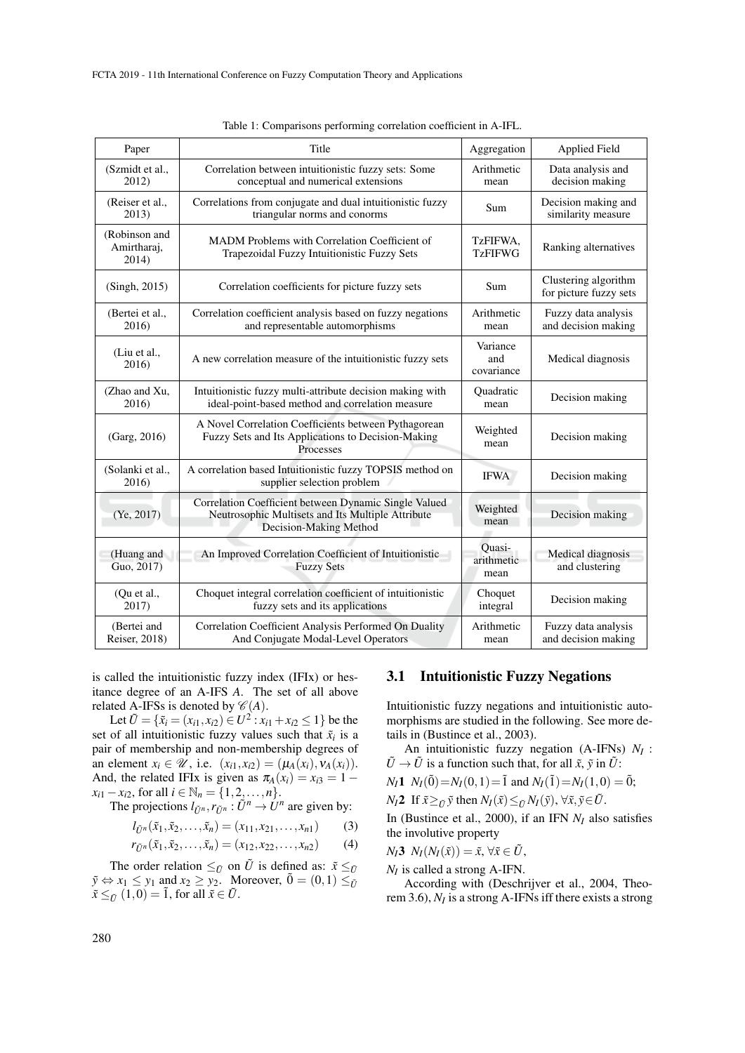Table 1: Comparisons performing correlation coefficient in A-IFL.

| Paper | Title | Aggregation | Applied Field |
|---|---|---|---|
| (Szmidt et al., 2012) | Correlation between intuitionistic fuzzy sets: Some conceptual and numerical extensions | Arithmetic mean | Data analysis and decision making |
| (Reiser et al., 2013) | Correlations from conjugate and dual intuitionistic fuzzy triangular norms and conorms | Sum | Decision making and similarity measure |
| (Robinson and Amirtharaj, 2014) | MADM Problems with Correlation Coefficient of Trapezoidal Fuzzy Intuitionistic Fuzzy Sets | TzFIFWA, TzFIFWG | Ranking alternatives |
| (Singh, 2015) | Correlation coefficients for picture fuzzy sets | Sum | Clustering algorithm for picture fuzzy sets |
| (Bertei et al., 2016) | Correlation coefficient analysis based on fuzzy negations and representable automorphisms | Arithmetic mean | Fuzzy data analysis and decision making |
| (Liu et al., 2016) | A new correlation measure of the intuitionistic fuzzy sets | Variance and covariance | Medical diagnosis |
| (Zhao and Xu, 2016) | Intuitionistic fuzzy multi-attribute decision making with ideal-point-based method and correlation measure | Quadratic mean | Decision making |
| (Garg, 2016) | A Novel Correlation Coefficients between Pythagorean Fuzzy Sets and Its Applications to Decision-Making Processes | Weighted mean | Decision making |
| (Solanki et al., 2016) | A correlation based Intuitionistic fuzzy TOPSIS method on supplier selection problem | IFWA | Decision making |
| (Ye, 2017) | Correlation Coefficient between Dynamic Single Valued Neutrosophic Multisets and Its Multiple Attribute Decision-Making Method | Weighted mean | Decision making |
| (Huang and Guo, 2017) | An Improved Correlation Coefficient of Intuitionistic Fuzzy Sets | Quasi-arithmetic mean | Medical diagnosis and clustering |
| (Qu et al., 2017) | Choquet integral correlation coefficient of intuitionistic fuzzy sets and its applications | Choquet integral | Decision making |
| (Bertei and Reiser, 2018) | Correlation Coefficient Analysis Performed On Duality And Conjugate Modal-Level Operators | Arithmetic mean | Fuzzy data analysis and decision making |

is called the intuitionistic fuzzy index (IFIx) or hesitance degree of an A-IFS $A$. The set of all above related A-IFSs is denoted by $\mathscr{C}(A)$.

Let $\tilde{U} = \{\tilde{x}_i = (x_{i1}, x_{i2}) \in U^2 : x_{i1} + x_{i2} \leq 1\}$ be the set of all intuitionistic fuzzy values such that $\tilde{x}_i$ is a pair of membership and non-membership degrees of an element $x_i \in \mathscr{U}$, i.e. $(x_{i1}, x_{i2}) = (\mu_A(x_i), \nu_A(x_i))$. And, the related IFIx is given as $\pi_A(x_i) = x_{i3} = 1 - x_{i1} - x_{i2}$, for all $i \in \mathbb{N}_n = \{1, 2, \ldots, n\}$.

The projections $l_{\tilde{U}^n}, r_{\tilde{U}^n} : \tilde{U}^n \to U^n$ are given by:

$$l_{\tilde{U}^n}(\tilde{x}_1, \tilde{x}_2, \ldots, \tilde{x}_n) = (x_{11}, x_{21}, \ldots, x_{n1}) \quad (3)$$

$$r_{\tilde{U}^n}(\tilde{x}_1, \tilde{x}_2, \ldots, \tilde{x}_n) = (x_{12}, x_{22}, \ldots, x_{n2}) \quad (4)$$

The order relation $\leq_{\tilde{U}}$ on $\tilde{U}$ is defined as: $\tilde{x} \leq_{\tilde{U}} \tilde{y} \Leftrightarrow x_1 \leq y_1$ and $x_2 \geq y_2$. Moreover, $\tilde{0} = (0,1) \leq_{\tilde{U}} \tilde{x} \leq_{\tilde{U}} (1,0) = \tilde{1}$, for all $\tilde{x} \in \tilde{U}$.

### 3.1 Intuitionistic Fuzzy Negations

Intuitionistic fuzzy negations and intuitionistic automorphisms are studied in the following. See more details in (Bustince et al., 2003).

An intuitionistic fuzzy negation (A-IFNs) $N_I : \tilde{U} \to \tilde{U}$ is a function such that, for all $\tilde{x}$, $\tilde{y}$ in $\tilde{U}$:

**$N_I$1** $N_I(\tilde{0}) = N_I(0,1) = \tilde{1}$ and $N_I(\tilde{1}) = N_I(1,0) = \tilde{0}$;

**$N_I$2** If $\tilde{x} \geq_{\tilde{U}} \tilde{y}$ then $N_I(\tilde{x}) \leq_{\tilde{U}} N_I(\tilde{y})$, $\forall \tilde{x}, \tilde{y} \in \tilde{U}$.

In (Bustince et al., 2000), if an IFN $N_I$ also satisfies the involutive property

**$N_I$3** $N_I(N_I(\tilde{x})) = \tilde{x}$, $\forall \tilde{x} \in \tilde{U}$,

$N_I$ is called a strong A-IFN.

According with (Deschrijver et al., 2004, Theorem 3.6), $N_I$ is a strong A-IFNs iff there exists a strong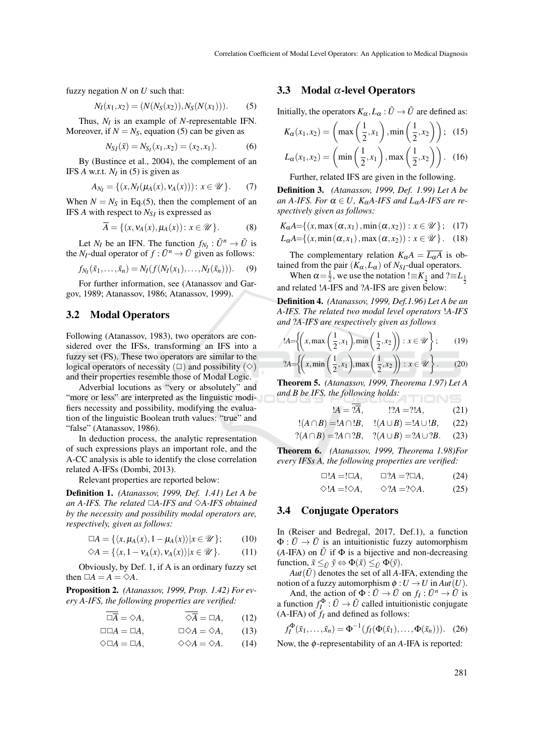fuzzy negation $N$ on $U$ such that:

$$N_I(x_1, x_2) = (N(N_S(x_2)), N_S(N(x_1))). \quad (5)$$

Thus, $N_I$ is an example of $N$-representable IFN. Moreover, if $N = N_S$, equation (5) can be given as

$$N_{SI}(\tilde{x}) = N_{S_I}(x_1, x_2) = (x_2, x_1). \quad (6)$$

By (Bustince et al., 2004), the complement of an IFS $A$ w.r.t. $N_I$ in (5) is given as

$$A_{N_I} = \{(x, N_I(\mu_A(x), \nu_A(x))) : x \in \mathscr{U}\}. \quad (7)$$

When $N = N_S$ in Eq.(5), then the complement of an IFS $A$ with respect to $N_{SI}$ is expressed as

$$\overline{A} = \{(x, \nu_A(x), \mu_A(x)) : x \in \mathscr{U}\}. \quad (8)$$

Let $N_I$ be an IFN. The function $f_{N_I} : \tilde{U}^n \to \tilde{U}$ is the $N_I$-dual operator of $f : \tilde{U}^n \to \tilde{U}$ given as follows:

$$f_{N_I}(\tilde{x}_1, \ldots, \tilde{x}_n) = N_I(f(N_I(x_1), \ldots, N_I(\tilde{x}_n))). \quad (9)$$

For further information, see (Atanassov and Gargov, 1989; Atanassov, 1986; Atanassov, 1999).

## 3.2 Modal Operators

Following (Atanassov, 1983), two operators are considered over the IFSs, transforming an IFS into a fuzzy set (FS). These two operators are similar to the logical operators of necessity ($\Box$) and possibility ($\Diamond$) and their properties resemble those of Modal Logic.

Adverbial locutions as "very or absolutely" and "more or less" are interpreted as the linguistic modifiers necessity and possibility, modifying the evaluation of the linguistic Boolean truth values: "true" and "false" (Atanassov, 1986).

In deduction process, the analytic representation of such expressions plays an important role, and the A-CC analysis is able to identify the close correlation related A-IFSs (Dombi, 2013).

Relevant properties are reported below:

**Definition 1.** *(Atanassov, 1999, Def. 1.41) Let A be an A-IFS. The related $\Box A$-IFS and $\Diamond A$-IFS obtained by the necessity and possibility modal operators are, respectively, given as follows:*

$$\Box A = \{\langle x, \mu_A(x), 1 - \mu_A(x) \rangle | x \in \mathscr{U}\}; \quad (10)$$

$$\Diamond A = \{\langle x, 1 - \nu_A(x), \nu_A(x) \rangle | x \in \mathscr{U}\}. \quad (11)$$

Obviously, by Def. 1, if A is an ordinary fuzzy set then $\Box A = A = \Diamond A$.

**Proposition 2.** *(Atanassov, 1999, Prop. 1.42) For every A-IFS, the following properties are verified:*

$$\overline{\Box \overline{A}} = \Diamond A, \qquad \overline{\Diamond \overline{A}} = \Box A, \quad (12)$$

$$\Box \Box A = \Box A, \qquad \Box \Diamond A = \Diamond A, \quad (13)$$

$$\Diamond \Box A = \Box A, \qquad \Diamond \Diamond A = \Diamond A. \quad (14)$$

## 3.3 Modal $\alpha$-level Operators

Initially, the operators $K_\alpha, L_\alpha : \tilde{U} \to \tilde{U}$ are defined as:

$$K_\alpha(x_1, x_2) = \left( \max\left(\frac{1}{2}, x_1\right), \min\left(\frac{1}{2}, x_2\right) \right); \quad (15)$$

$$L_\alpha(x_1, x_2) = \left( \min\left(\frac{1}{2}, x_1\right), \max\left(\frac{1}{2}, x_2\right) \right). \quad (16)$$

Further, related IFS are given in the following.

**Definition 3.** *(Atanassov, 1999, Def. 1.99) Let A be an A-IFS. For $\alpha \in U$, $K_\alpha A$-IFS and $L_\alpha A$-IFS are respectively given as follows:*

$$K_\alpha A = \{(x, \max(\alpha, x_1), \min(\alpha, x_2)) : x \in \mathscr{U}\}; \quad (17)$$

$$L_\alpha A = \{(x, \min(\alpha, x_1), \max(\alpha, x_2)) : x \in \mathscr{U}\}. \quad (18)$$

The complementary relation $K_\alpha A = \overline{L_\alpha A}$ is obtained from the pair $(K_\alpha, L_\alpha)$ of $N_{SI}$-dual operators.

When $\alpha = \frac{1}{2}$, we use the notation $! \equiv K_{\frac{1}{2}}$ and $? \equiv L_{\frac{1}{2}}$ and related $!A$-IFS and $?A$-IFS are given below:

**Definition 4.** *(Atanassov, 1999, Def.1.96) Let A be an A-IFS. The related two modal level operators $!A$-IFS and $?A$-IFS are respectively given as follows*

$$!A = \left\{ \left( x, \max\left(\frac{1}{2}, x_1\right), \min\left(\frac{1}{2}, x_2\right) \right) : x \in \mathscr{U} \right\}; \quad (19)$$

$$?A = \left\{ \left( x, \min\left(\frac{1}{2}, x_1\right), \max\left(\frac{1}{2}, x_2\right) \right) : x \in \mathscr{U} \right\}. \quad (20)$$

**Theorem 5.** *(Atanassov, 1999, Theorema 1.97) Let A and B be IFS, the following holds:*

$$!A = \overline{?\overline{A}}, \qquad !?A = ?!A, \quad (21)$$

$$!(A \cap B) = !A \cap !B, \quad !(A \cup B) = !A \cup !B, \quad (22)$$

$$?(A \cap B) = ?A \cap ?B, \quad ?(A \cup B) = ?A \cup ?B. \quad (23)$$

**Theorem 6.** *(Atanassov, 1999, Theorema 1.98)For every IFSs A, the following properties are verified:*

$$\Box !A = !\Box A, \qquad \Box ?A = ?\Box A, \quad (24)$$

$$\Diamond !A = !\Diamond A, \qquad \Diamond ?A = ?\Diamond A. \quad (25)$$

## 3.4 Conjugate Operators

In (Reiser and Bedregal, 2017, Def.1), a function $\Phi : \tilde{U} \to \tilde{U}$ is an intuitionistic fuzzy automorphism ($A$-IFA) on $\tilde{U}$ if $\Phi$ is a bijective and non-decreasing function, $\tilde{x} \leq_{\tilde{U}} \tilde{y} \Leftrightarrow \Phi(\tilde{x}) \leq_{\tilde{U}} \Phi(\tilde{y})$.

$Aut(\tilde{U})$ denotes the set of all $A$-IFA, extending the notion of a fuzzy automorphism $\phi : U \to U$ in $Aut(U)$.

And, the action of $\Phi : \tilde{U} \to \tilde{U}$ on $f_I : \tilde{U}^n \to \tilde{U}$ is a function $f_I^\Phi : \tilde{U} \to \tilde{U}$ called intuitionistic conjugate (A-IFA) of $f_I$ and defined as follows:

$$f_I^\Phi(\tilde{x}_1, \ldots, \tilde{x}_n) = \Phi^{-1}(f_I(\Phi(\tilde{x}_1), \ldots, \Phi(\tilde{x}_n))). \quad (26)$$

Now, the $\phi$-representability of an $A$-IFA is reported: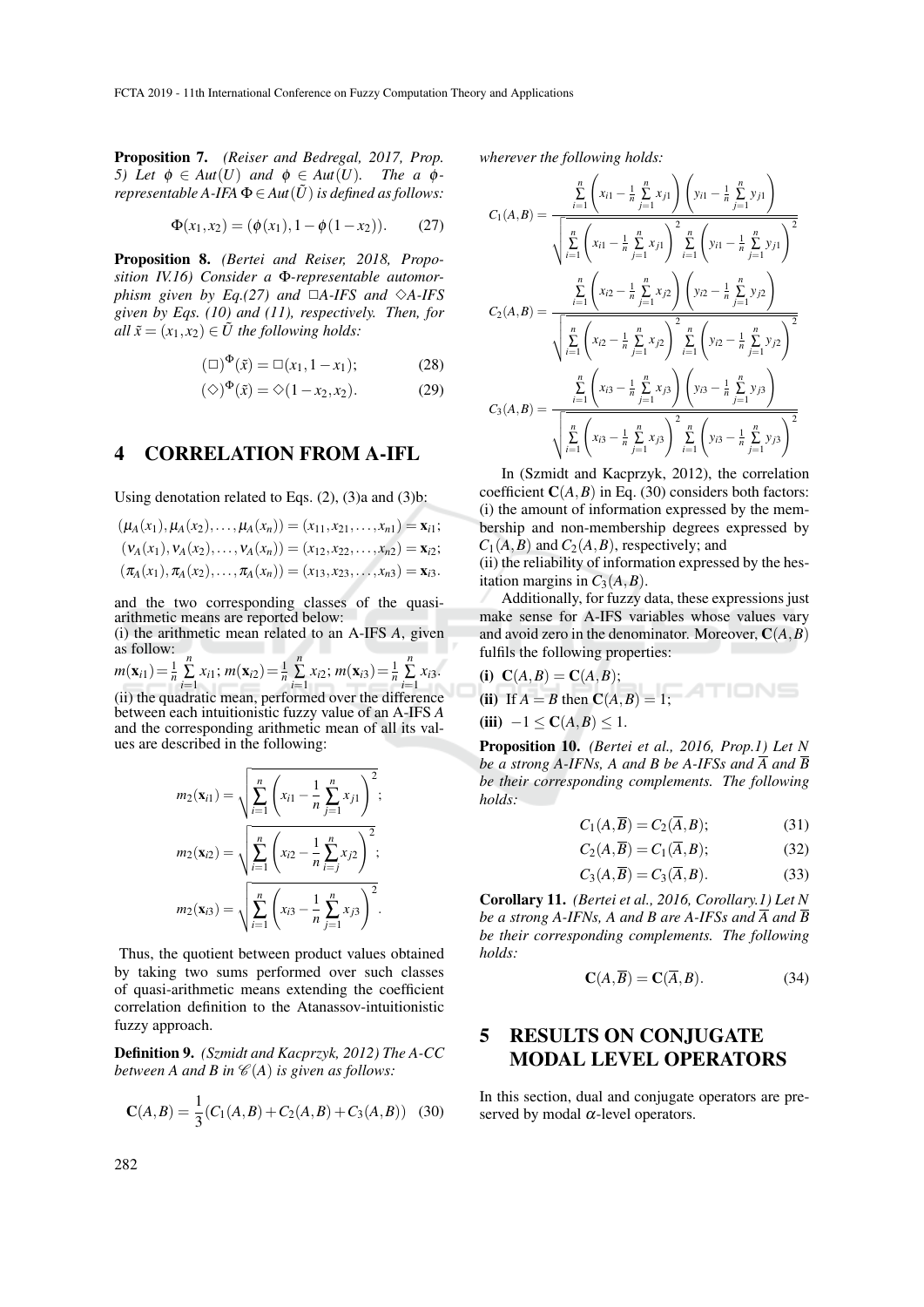**Proposition 7.** *(Reiser and Bedregal, 2017, Prop. 5) Let $\phi \in Aut(U)$ and $\phi \in Aut(U)$. The a $\phi$-representable A-IFA $\Phi \in Aut(\tilde{U})$ is defined as follows:*

$$\Phi(x_1, x_2) = (\phi(x_1), 1 - \phi(1 - x_2)). \tag{27}$$

**Proposition 8.** *(Bertei and Reiser, 2018, Proposition IV.16) Consider a $\Phi$-representable automorphism given by Eq.(27) and $\Box$A-IFS and $\Diamond$A-IFS given by Eqs. (10) and (11), respectively. Then, for all $\tilde{x} = (x_1, x_2) \in \tilde{U}$ the following holds:*

$$(\Box)^{\Phi}(\tilde{x}) = \Box(x_1, 1 - x_1); \tag{28}$$

$$(\Diamond)^{\Phi}(\tilde{x}) = \Diamond(1 - x_2, x_2). \tag{29}$$

## 4 CORRELATION FROM A-IFL

Using denotation related to Eqs. (2), (3)a and (3)b:

$$(\mu_A(x_1), \mu_A(x_2), \ldots, \mu_A(x_n)) = (x_{11}, x_{21}, \ldots, x_{n1}) = \mathbf{x}_{i1};$$
$$(\nu_A(x_1), \nu_A(x_2), \ldots, \nu_A(x_n)) = (x_{12}, x_{22}, \ldots, x_{n2}) = \mathbf{x}_{i2};$$
$$(\pi_A(x_1), \pi_A(x_2), \ldots, \pi_A(x_n)) = (x_{13}, x_{23}, \ldots, x_{n3}) = \mathbf{x}_{i3}.$$

and the two corresponding classes of the quasi-arithmetic means are reported below:
(i) the arithmetic mean related to an A-IFS $A$, given as follow:
$m(\mathbf{x}_{i1}) = \frac{1}{n}\sum_{i=1}^{n} x_{i1}$; $m(\mathbf{x}_{i2}) = \frac{1}{n}\sum_{i=1}^{n} x_{i2}$; $m(\mathbf{x}_{i3}) = \frac{1}{n}\sum_{i=1}^{n} x_{i3}$.
(ii) the quadratic mean, performed over the difference between each intuitionistic fuzzy value of an A-IFS $A$ and the corresponding arithmetic mean of all its values are described in the following:

$$m_2(\mathbf{x}_{i1}) = \sqrt{\sum_{i=1}^{n}\left(x_{i1} - \frac{1}{n}\sum_{j=1}^{n} x_{j1}\right)^2};$$

$$m_2(\mathbf{x}_{i2}) = \sqrt{\sum_{i=1}^{n}\left(x_{i2} - \frac{1}{n}\sum_{i=j}^{n} x_{j2}\right)^2};$$

$$m_2(\mathbf{x}_{i3}) = \sqrt{\sum_{i=1}^{n}\left(x_{i3} - \frac{1}{n}\sum_{j=1}^{n} x_{j3}\right)^2}.$$

Thus, the quotient between product values obtained by taking two sums performed over such classes of quasi-arithmetic means extending the coefficient correlation definition to the Atanassov-intuitionistic fuzzy approach.

**Definition 9.** *(Szmidt and Kacprzyk, 2012) The A-CC between A and B in $\mathscr{C}(A)$ is given as follows:*

$$\mathbf{C}(A,B) = \frac{1}{3}(C_1(A,B) + C_2(A,B) + C_3(A,B)) \tag{30}$$

*wherever the following holds:*

$$C_1(A,B) = \frac{\sum_{i=1}^{n}\left(x_{i1} - \frac{1}{n}\sum_{j=1}^{n} x_{j1}\right)\left(y_{i1} - \frac{1}{n}\sum_{j=1}^{n} y_{j1}\right)}{\sqrt{\sum_{i=1}^{n}\left(x_{i1} - \frac{1}{n}\sum_{j=1}^{n} x_{j1}\right)^2 \sum_{i=1}^{n}\left(y_{i1} - \frac{1}{n}\sum_{j=1}^{n} y_{j1}\right)^2}}$$

$$C_2(A,B) = \frac{\sum_{i=1}^{n}\left(x_{i2} - \frac{1}{n}\sum_{j=1}^{n} x_{j2}\right)\left(y_{i2} - \frac{1}{n}\sum_{j=1}^{n} y_{j2}\right)}{\sqrt{\sum_{i=1}^{n}\left(x_{i2} - \frac{1}{n}\sum_{j=1}^{n} x_{j2}\right)^2 \sum_{i=1}^{n}\left(y_{i2} - \frac{1}{n}\sum_{j=1}^{n} y_{j2}\right)^2}}$$

$$C_3(A,B) = \frac{\sum_{i=1}^{n}\left(x_{i3} - \frac{1}{n}\sum_{j=1}^{n} x_{j3}\right)\left(y_{i3} - \frac{1}{n}\sum_{j=1}^{n} y_{j3}\right)}{\sqrt{\sum_{i=1}^{n}\left(x_{i3} - \frac{1}{n}\sum_{j=1}^{n} x_{j3}\right)^2 \sum_{i=1}^{n}\left(y_{i3} - \frac{1}{n}\sum_{j=1}^{n} y_{j3}\right)^2}}$$

In (Szmidt and Kacprzyk, 2012), the correlation coefficient $\mathbf{C}(A,B)$ in Eq. (30) considers both factors: (i) the amount of information expressed by the membership and non-membership degrees expressed by $C_1(A,B)$ and $C_2(A,B)$, respectively; and
(ii) the reliability of information expressed by the hesitation margins in $C_3(A,B)$.

Additionally, for fuzzy data, these expressions just make sense for A-IFS variables whose values vary and avoid zero in the denominator. Moreover, $\mathbf{C}(A,B)$ fulfils the following properties:

**(i)** $\mathbf{C}(A,B) = \mathbf{C}(A,B)$;

**(ii)** If $A = B$ then $\mathbf{C}(A,B) = 1$;

**(iii)** $-1 \leq \mathbf{C}(A,B) \leq 1$.

**Proposition 10.** *(Bertei et al., 2016, Prop.1) Let N be a strong A-IFNs, A and B be A-IFSs and $\overline{A}$ and $\overline{B}$ be their corresponding complements. The following holds:*

$$C_1(A, \overline{B}) = C_2(\overline{A}, B); \tag{31}$$

$$C_2(A, \overline{B}) = C_1(\overline{A}, B); \tag{32}$$

$$C_3(A, \overline{B}) = C_3(\overline{A}, B). \tag{33}$$

**Corollary 11.** *(Bertei et al., 2016, Corollary.1) Let N be a strong A-IFNs, A and B are A-IFSs and $\overline{A}$ and $\overline{B}$ be their corresponding complements. The following holds:*

$$\mathbf{C}(A, \overline{B}) = \mathbf{C}(\overline{A}, B). \tag{34}$$

## 5 RESULTS ON CONJUGATE MODAL LEVEL OPERATORS

In this section, dual and conjugate operators are preserved by modal $\alpha$-level operators.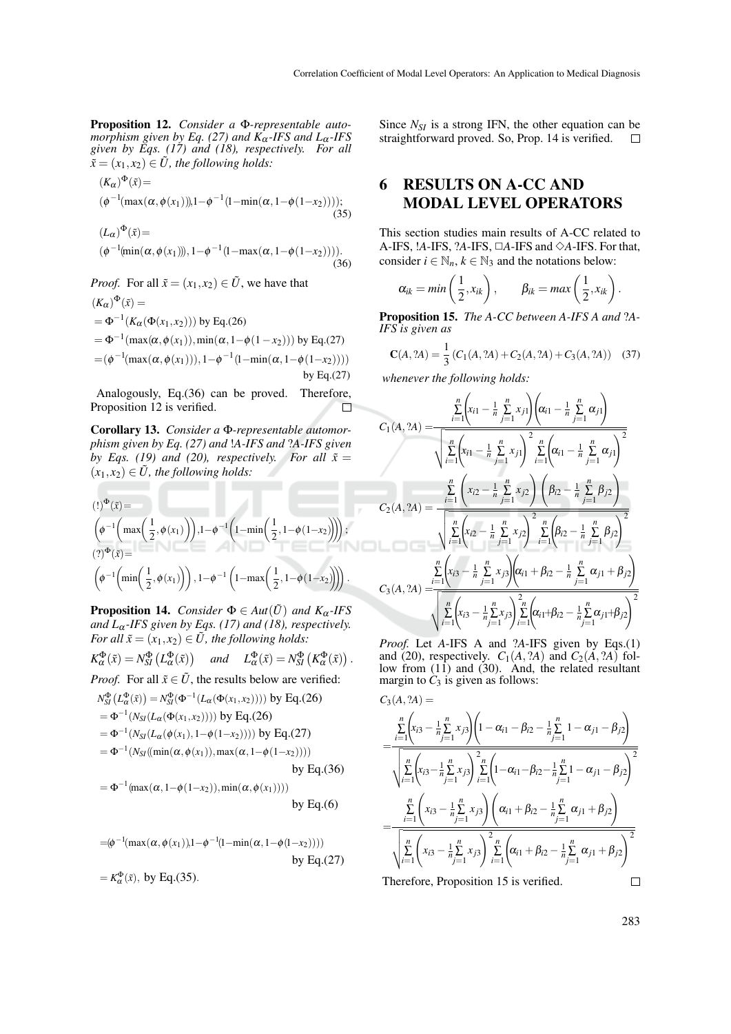**Proposition 12.** *Consider a $\Phi$-representable automorphism given by Eq. (27) and $K_\alpha$-IFS and $L_\alpha$-IFS given by Eqs. (17) and (18), respectively. For all $\tilde{x} = (x_1, x_2) \in \tilde{U}$, the following holds:*

$$(K_\alpha)^\Phi(\tilde{x}) = (\phi^{-1}(\max(\alpha, \phi(x_1))), 1-\phi^{-1}(1-\min(\alpha, 1-\phi(1-x_2)))); \quad (35)$$

$$(L_\alpha)^\Phi(\tilde{x}) = (\phi^{-1}(\min(\alpha, \phi(x_1))), 1-\phi^{-1}(1-\max(\alpha, 1-\phi(1-x_2)))). \quad (36)$$

*Proof.* For all $\tilde{x} = (x_1, x_2) \in \tilde{U}$, we have that

$(K_\alpha)^\Phi(\tilde{x}) =$

$= \Phi^{-1}(K_\alpha(\Phi(x_1, x_2)))$ by Eq.(26)

$= \Phi^{-1}(\max(\alpha, \phi(x_1)), \min(\alpha, 1-\phi(1-x_2)))$ by Eq.(27)

$= (\phi^{-1}(\max(\alpha, \phi(x_1))), 1-\phi^{-1}(1-\min(\alpha, 1-\phi(1-x_2))))$ by Eq.(27)

Analogously, Eq.(36) can be proved. Therefore, Proposition 12 is verified. □

**Corollary 13.** *Consider a $\Phi$-representable automorphism given by Eq. (27) and !A-IFS and ?A-IFS given by Eqs. (19) and (20), respectively. For all $\tilde{x} = (x_1, x_2) \in \tilde{U}$, the following holds:*

$$(!)^\Phi(\tilde{x}) = \left(\phi^{-1}\left(\max\left(\frac{1}{2}, \phi(x_1)\right)\right), 1-\phi^{-1}\left(1-\min\left(\frac{1}{2}, 1-\phi(1-x_2)\right)\right)\right);$$

$$(?)^\Phi(\tilde{x}) = \left(\phi^{-1}\left(\min\left(\frac{1}{2}, \phi(x_1)\right)\right), 1-\phi^{-1}\left(1-\max\left(\frac{1}{2}, 1-\phi(1-x_2)\right)\right)\right).$$

**Proposition 14.** *Consider $\Phi \in Aut(\tilde{U})$ and $K_\alpha$-IFS and $L_\alpha$-IFS given by Eqs. (17) and (18), respectively. For all $\tilde{x} = (x_1, x_2) \in \tilde{U}$, the following holds:*

$$K_\alpha^\Phi(\tilde{x}) = N_{SI}^\Phi\left(L_\alpha^\Phi(\tilde{x})\right) \quad \text{and} \quad L_\alpha^\Phi(\tilde{x}) = N_{SI}^\Phi\left(K_\alpha^\Phi(\tilde{x})\right).$$

*Proof.* For all $\tilde{x} \in \tilde{U}$, the results below are verified:

$N_{SI}^\Phi\left(L_\alpha^\Phi(\tilde{x})\right) = N_{SI}^\Phi(\Phi^{-1}(L_\alpha(\Phi(x_1, x_2))))$ by Eq.(26)

$= \Phi^{-1}(N_{SI}(L_\alpha(\Phi(x_1, x_2))))$ by Eq.(26)

$= \Phi^{-1}(N_{SI}(L_\alpha(\phi(x_1), 1-\phi(1-x_2))))$ by Eq.(27)

$= \Phi^{-1}(N_{SI}((\min(\alpha, \phi(x_1)), \max(\alpha, 1-\phi(1-x_2))))$ by Eq.(36)

$= \Phi^{-1}(\max(\alpha, 1-\phi(1-x_2)), \min(\alpha, \phi(x_1))))$ by Eq.(6)

$= (\phi^{-1}(\max(\alpha, \phi(x_1))), 1-\phi^{-1}(1-\min(\alpha, 1-\phi(1-x_2))))$ by Eq.(27)

$= K_\alpha^\Phi(\tilde{x})$, by Eq.(35).

Since $N_{SI}$ is a strong IFN, the other equation can be straightforward proved. So, Prop. 14 is verified. □

# 6 RESULTS ON A-CC AND MODAL LEVEL OPERATORS

This section studies main results of A-CC related to A-IFS, !A-IFS, ?A-IFS, □A-IFS and ◇A-IFS. For that, consider $i \in \mathbb{N}_n$, $k \in \mathbb{N}_3$ and the notations below:

$$\alpha_{ik} = min\left(\frac{1}{2}, x_{ik}\right), \qquad \beta_{ik} = max\left(\frac{1}{2}, x_{ik}\right).$$

**Proposition 15.** *The A-CC between A-IFS A and ?A-IFS is given as*

$$\mathbf{C}(A, ?A) = \frac{1}{3}\left(C_1(A, ?A) + C_2(A, ?A) + C_3(A, ?A)\right) \quad (37)$$

*whenever the following holds:*

$$C_1(A, ?A) = \frac{\sum_{i=1}^{n}\left(x_{i1} - \frac{1}{n}\sum_{j=1}^{n} x_{j1}\right)\left(\alpha_{i1} - \frac{1}{n}\sum_{j=1}^{n} \alpha_{j1}\right)}{\sqrt{\sum_{i=1}^{n}\left(x_{i1} - \frac{1}{n}\sum_{j=1}^{n} x_{j1}\right)^2 \sum_{i=1}^{n}\left(\alpha_{i1} - \frac{1}{n}\sum_{j=1}^{n} \alpha_{j1}\right)^2}}$$

$$C_2(A, ?A) = \frac{\sum_{i=1}^{n}\left(x_{i2} - \frac{1}{n}\sum_{j=1}^{n} x_{j2}\right)\left(\beta_{i2} - \frac{1}{n}\sum_{j=1}^{n} \beta_{j2}\right)}{\sqrt{\sum_{i=1}^{n}\left(x_{i2} - \frac{1}{n}\sum_{j=1}^{n} x_{j2}\right)^2 \sum_{i=1}^{n}\left(\beta_{i2} - \frac{1}{n}\sum_{j=1}^{n} \beta_{j2}\right)^2}}$$

$$C_3(A, ?A) = \frac{\sum_{i=1}^{n}\left(x_{i3} - \frac{1}{n}\sum_{j=1}^{n} x_{j3}\right)\left(\alpha_{i1} + \beta_{i2} - \frac{1}{n}\sum_{j=1}^{n} \alpha_{j1} + \beta_{j2}\right)}{\sqrt{\sum_{i=1}^{n}\left(x_{i3} - \frac{1}{n}\sum_{j=1}^{n} x_{j3}\right)^2 \sum_{i=1}^{n}\left(\alpha_{i1} + \beta_{i2} - \frac{1}{n}\sum_{j=1}^{n} \alpha_{j1} + \beta_{j2}\right)^2}}$$

*Proof.* Let A-IFS A and ?A-IFS given by Eqs.(1) and (20), respectively. $C_1(A, ?A)$ and $C_2(A, ?A)$ follow from (11) and (30). And, the related resultant margin to $C_3$ is given as follows:

$C_3(A, ?A) =$

$$= \frac{\sum_{i=1}^{n}\left(x_{i3} - \frac{1}{n}\sum_{j=1}^{n} x_{j3}\right)\left(1 - \alpha_{i1} - \beta_{i2} - \frac{1}{n}\sum_{j=1}^{n} 1 - \alpha_{j1} - \beta_{j2}\right)}{\sqrt{\sum_{i=1}^{n}\left(x_{i3} - \frac{1}{n}\sum_{j=1}^{n} x_{j3}\right)^2 \sum_{i=1}^{n}\left(1 - \alpha_{i1} - \beta_{i2} - \frac{1}{n}\sum_{j=1}^{n} 1 - \alpha_{j1} - \beta_{j2}\right)^2}}$$

$$= \frac{\sum_{i=1}^{n}\left(x_{i3} - \frac{1}{n}\sum_{j=1}^{n} x_{j3}\right)\left(\alpha_{i1} + \beta_{i2} - \frac{1}{n}\sum_{j=1}^{n} \alpha_{j1} + \beta_{j2}\right)}{\sqrt{\sum_{i=1}^{n}\left(x_{i3} - \frac{1}{n}\sum_{j=1}^{n} x_{j3}\right)^2 \sum_{i=1}^{n}\left(\alpha_{i1} + \beta_{i2} - \frac{1}{n}\sum_{j=1}^{n} \alpha_{j1} + \beta_{j2}\right)^2}}$$

Therefore, Proposition 15 is verified. □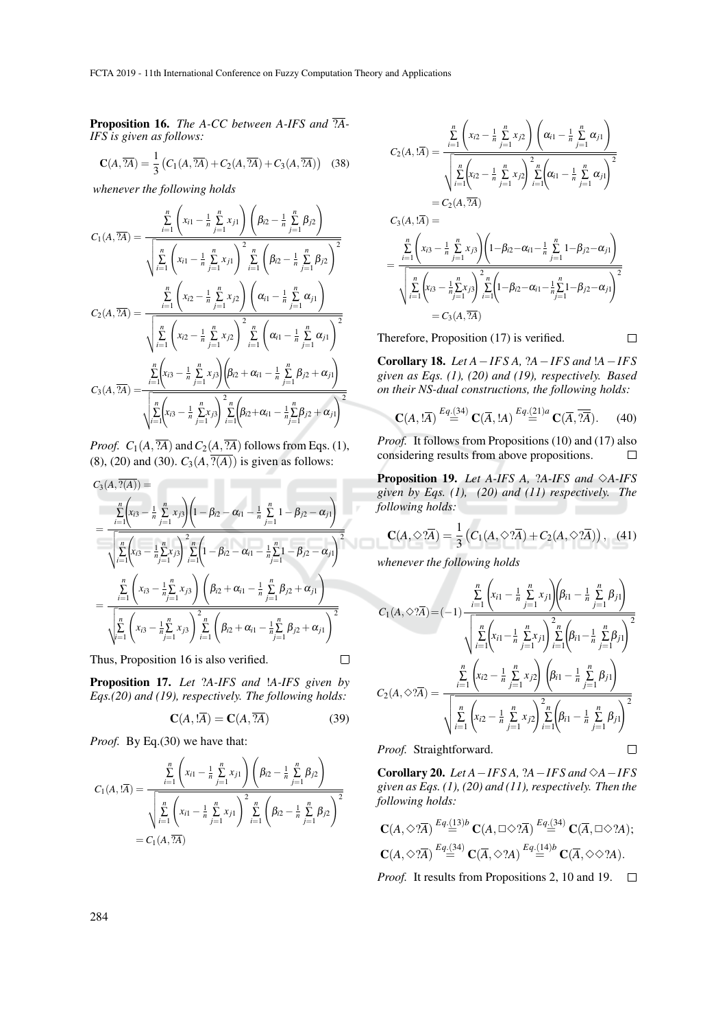**Proposition 16.** *The A-CC between A-IFS and $\overline{?A}$-IFS is given as follows:*

$$\mathbf{C}(A,\overline{?A}) = \frac{1}{3}\left(C_1(A,\overline{?A}) + C_2(A,\overline{?A}) + C_3(A,\overline{?A})\right) \quad (38)$$

*whenever the following holds*

$$C_1(A,\overline{?A}) = \frac{\sum_{i=1}^{n}\left(x_{i1} - \frac{1}{n}\sum_{j=1}^{n} x_{j1}\right)\left(\beta_{i2} - \frac{1}{n}\sum_{j=1}^{n}\beta_{j2}\right)}{\sqrt{\sum_{i=1}^{n}\left(x_{i1} - \frac{1}{n}\sum_{j=1}^{n} x_{j1}\right)^2 \sum_{i=1}^{n}\left(\beta_{i2} - \frac{1}{n}\sum_{j=1}^{n}\beta_{j2}\right)^2}}$$

$$C_2(A,\overline{?A}) = \frac{\sum_{i=1}^{n}\left(x_{i2} - \frac{1}{n}\sum_{j=1}^{n} x_{j2}\right)\left(\alpha_{i1} - \frac{1}{n}\sum_{j=1}^{n}\alpha_{j1}\right)}{\sqrt{\sum_{i=1}^{n}\left(x_{i2} - \frac{1}{n}\sum_{j=1}^{n} x_{j2}\right)^2 \sum_{i=1}^{n}\left(\alpha_{i1} - \frac{1}{n}\sum_{j=1}^{n}\alpha_{j1}\right)^2}}$$

$$C_3(A,\overline{?A}) = \frac{\sum_{i=1}^{n}\left(x_{i3} - \frac{1}{n}\sum_{j=1}^{n} x_{j3}\right)\left(\beta_{i2} + \alpha_{i1} - \frac{1}{n}\sum_{j=1}^{n}\beta_{j2} + \alpha_{j1}\right)}{\sqrt{\sum_{i=1}^{n}\left(x_{i3} - \frac{1}{n}\sum_{j=1}^{n} x_{j3}\right)^2 \sum_{i=1}^{n}\left(\beta_{i2} + \alpha_{i1} - \frac{1}{n}\sum_{j=1}^{n}\beta_{j2} + \alpha_{j1}\right)^2}}$$

*Proof.* $C_1(A,\overline{?A})$ and $C_2(A,\overline{?A})$ follows from Eqs. (1), (8), (20) and (30). $C_3(A,\overline{?(A)})$ is given as follows:

$$C_3(A,\overline{?(A)}) =$$

$$= \frac{\sum_{i=1}^{n}\left(x_{i3} - \frac{1}{n}\sum_{j=1}^{n} x_{j3}\right)\left(1 - \beta_{i2} - \alpha_{i1} - \frac{1}{n}\sum_{j=1}^{n} 1 - \beta_{j2} - \alpha_{j1}\right)}{\sqrt{\sum_{i=1}^{n}\left(x_{i3} - \frac{1}{n}\sum_{j=1}^{n} x_{j3}\right)^2 \sum_{i=1}^{n}\left(1 - \beta_{i2} - \alpha_{i1} - \frac{1}{n}\sum_{j=1}^{n} 1 - \beta_{j2} - \alpha_{j1}\right)^2}}$$

$$= \frac{\sum_{i=1}^{n}\left(x_{i3} - \frac{1}{n}\sum_{j=1}^{n} x_{j3}\right)\left(\beta_{i2} + \alpha_{i1} - \frac{1}{n}\sum_{j=1}^{n}\beta_{j2} + \alpha_{j1}\right)}{\sqrt{\sum_{i=1}^{n}\left(x_{i3} - \frac{1}{n}\sum_{j=1}^{n} x_{j3}\right)^2 \sum_{i=1}^{n}\left(\beta_{i2} + \alpha_{i1} - \frac{1}{n}\sum_{j=1}^{n}\beta_{j2} + \alpha_{j1}\right)^2}}$$

Thus, Proposition 16 is also verified. □

**Proposition 17.** *Let ?A-IFS and !A-IFS given by Eqs.(20) and (19), respectively. The following holds:*

$$\mathbf{C}(A,\overline{!A}) = \mathbf{C}(A,\overline{?A}) \quad (39)$$

*Proof.* By Eq.(30) we have that:

$$C_1(A,\overline{!A}) = \frac{\sum_{i=1}^{n}\left(x_{i1} - \frac{1}{n}\sum_{j=1}^{n} x_{j1}\right)\left(\beta_{i2} - \frac{1}{n}\sum_{j=1}^{n}\beta_{j2}\right)}{\sqrt{\sum_{i=1}^{n}\left(x_{i1} - \frac{1}{n}\sum_{j=1}^{n} x_{j1}\right)^2 \sum_{i=1}^{n}\left(\beta_{i2} - \frac{1}{n}\sum_{j=1}^{n}\beta_{j2}\right)^2}}$$

$$= C_1(A,\overline{?A})$$

$$C_2(A,\overline{!A}) = \frac{\sum_{i=1}^{n}\left(x_{i2} - \frac{1}{n}\sum_{j=1}^{n} x_{j2}\right)\left(\alpha_{i1} - \frac{1}{n}\sum_{j=1}^{n}\alpha_{j1}\right)}{\sqrt{\sum_{i=1}^{n}\left(x_{i2} - \frac{1}{n}\sum_{j=1}^{n} x_{j2}\right)^2 \sum_{i=1}^{n}\left(\alpha_{i1} - \frac{1}{n}\sum_{j=1}^{n}\alpha_{j1}\right)^2}}$$

$$= C_2(A,\overline{?A})$$

$$C_3(A,\overline{!A}) =$$

$$= \frac{\sum_{i=1}^{n}\left(x_{i3} - \frac{1}{n}\sum_{j=1}^{n} x_{j3}\right)\left(1 - \beta_{i2} - \alpha_{i1} - \frac{1}{n}\sum_{j=1}^{n} 1 - \beta_{j2} - \alpha_{j1}\right)}{\sqrt{\sum_{i=1}^{n}\left(x_{i3} - \frac{1}{n}\sum_{j=1}^{n} x_{j3}\right)^2 \sum_{i=1}^{n}\left(1 - \beta_{i2} - \alpha_{i1} - \frac{1}{n}\sum_{j=1}^{n} 1 - \beta_{j2} - \alpha_{j1}\right)^2}}$$

$$= C_3(A,\overline{?A})$$

Therefore, Proposition (17) is verified. □

**Corollary 18.** *Let $A-IFS$ $A$, $?A-IFS$ and $!A-IFS$ given as Eqs. (1), (20) and (19), respectively. Based on their NS-dual constructions, the following holds:*

$$\mathbf{C}(A,\overline{!A}) \stackrel{Eq.(34)}{=} \mathbf{C}(\overline{A},!A) \stackrel{Eq.(21)a}{=} \mathbf{C}(\overline{A},\overline{\overline{?A}}). \quad (40)$$

*Proof.* It follows from Propositions (10) and (17) also considering results from above propositions. □

**Proposition 19.** *Let A-IFS A, ?A-IFS and $\diamond$A-IFS given by Eqs. (1), (20) and (11) respectively. The following holds:*

$$\mathbf{C}(A,\diamond\overline{?A}) = \frac{1}{3}\left(C_1(A,\diamond\overline{?A}) + C_2(A,\diamond\overline{?A})\right), \quad (41)$$

*whenever the following holds*

$$C_1(A,\diamond\overline{?A}) = (-1)\frac{\sum_{i=1}^{n}\left(x_{i1} - \frac{1}{n}\sum_{j=1}^{n} x_{j1}\right)\left(\beta_{i1} - \frac{1}{n}\sum_{j=1}^{n}\beta_{j1}\right)}{\sqrt{\sum_{i=1}^{n}\left(x_{i1} - \frac{1}{n}\sum_{j=1}^{n} x_{j1}\right)^2 \sum_{i=1}^{n}\left(\beta_{i1} - \frac{1}{n}\sum_{j=1}^{n}\beta_{j1}\right)^2}}$$

$$C_2(A,\diamond\overline{?A}) = \frac{\sum_{i=1}^{n}\left(x_{i2} - \frac{1}{n}\sum_{j=1}^{n} x_{j2}\right)\left(\beta_{i1} - \frac{1}{n}\sum_{j=1}^{n}\beta_{j1}\right)}{\sqrt{\sum_{i=1}^{n}\left(x_{i2} - \frac{1}{n}\sum_{j=1}^{n} x_{j2}\right)^2 \sum_{i=1}^{n}\left(\beta_{i1} - \frac{1}{n}\sum_{j=1}^{n}\beta_{j1}\right)^2}}$$

*Proof.* Straightforward. □

**Corollary 20.** *Let $A-IFS$ $A$, $?A-IFS$ and $\diamond A-IFS$ given as Eqs. (1), (20) and (11), respectively. Then the following holds:*

$$\mathbf{C}(A,\diamond\overline{?A}) \stackrel{Eq.(13)b}{=} \mathbf{C}(A,\Box\diamond\overline{?A}) \stackrel{Eq.(34)}{=} \mathbf{C}(\overline{A},\Box\diamond ?A);$$

$$\mathbf{C}(A,\diamond\overline{?A}) \stackrel{Eq.(34)}{=} \mathbf{C}(\overline{A},\diamond ?A) \stackrel{Eq.(14)b}{=} \mathbf{C}(\overline{A},\diamond\diamond ?A).$$

*Proof.* It results from Propositions 2, 10 and 19. □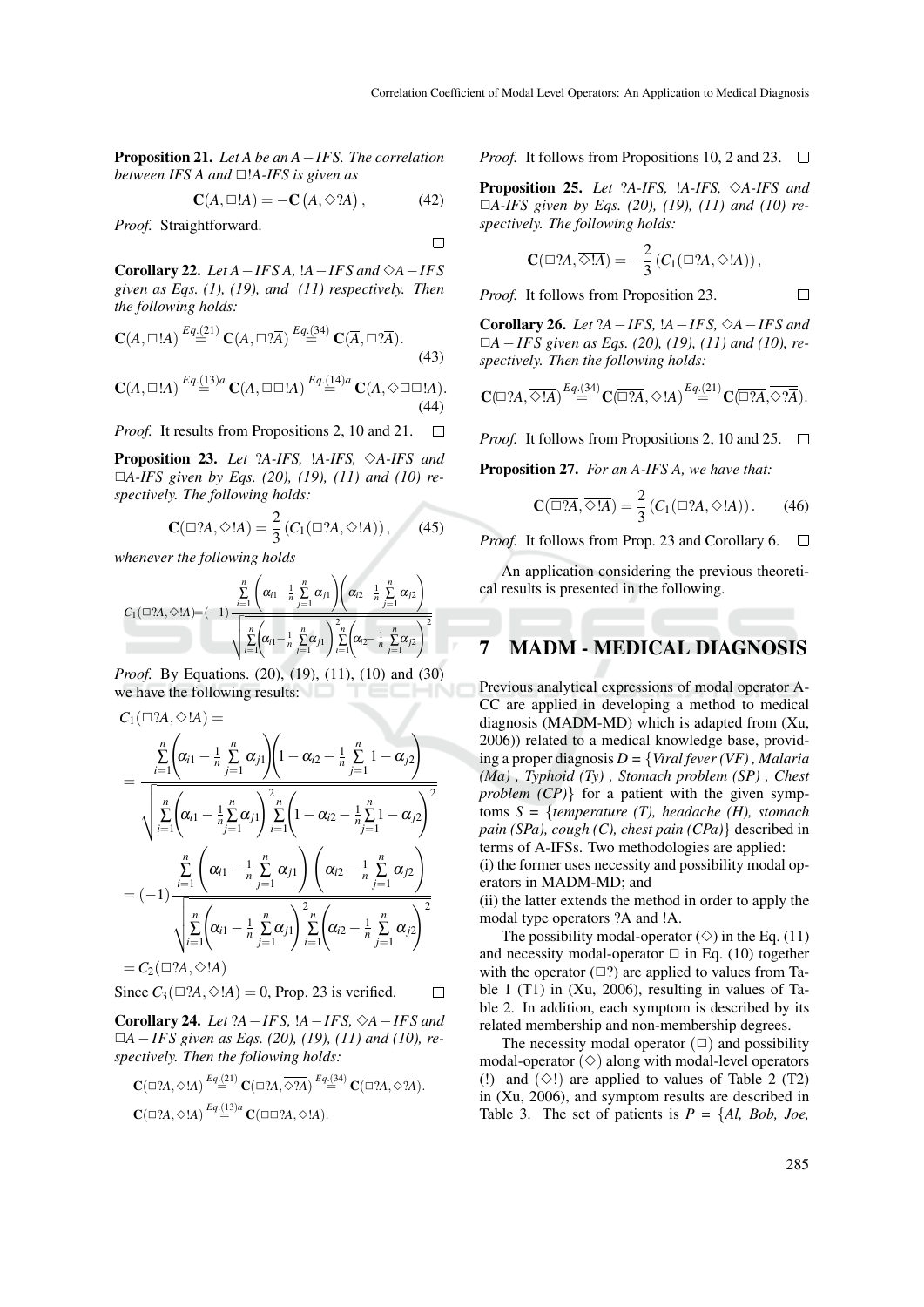**Proposition 21.** *Let A be an A − IFS. The correlation between IFS A and $\Box !A$-IFS is given as*

$$\mathbf{C}(A, \Box !A) = -\mathbf{C}\left(A, \Diamond ?\overline{A}\right), \tag{42}$$

*Proof.* Straightforward. □

**Corollary 22.** *Let A − IFS A, !A − IFS and $\Diamond A - IFS$ given as Eqs. (1), (19), and (11) respectively. Then the following holds:*

$$\mathbf{C}(A, \Box !A) \stackrel{Eq.(21)}{=} \mathbf{C}(A, \overline{\Box ?\overline{A}}) \stackrel{Eq.(34)}{=} \mathbf{C}(\overline{A}, \Box ?\overline{A}). \tag{43}$$

$$\mathbf{C}(A, \Box !A) \stackrel{Eq.(13)a}{=} \mathbf{C}(A, \Box\Box !A) \stackrel{Eq.(14)a}{=} \mathbf{C}(A, \Diamond\Box\Box !A). \tag{44}$$

*Proof.* It results from Propositions 2, 10 and 21. □

**Proposition 23.** *Let ?A-IFS, !A-IFS, $\Diamond A$-IFS and $\Box A$-IFS given by Eqs. (20), (19), (11) and (10) respectively. The following holds:*

$$\mathbf{C}(\Box ?A, \Diamond !A) = \frac{2}{3}\left(C_1(\Box ?A, \Diamond !A)\right), \tag{45}$$

*whenever the following holds*

$$C_1(\Box ?A, \Diamond !A) = (-1)\frac{\sum_{i=1}^{n}\left(\alpha_{i1} - \frac{1}{n}\sum_{j=1}^{n}\alpha_{j1}\right)\left(\alpha_{i2} - \frac{1}{n}\sum_{j=1}^{n}\alpha_{j2}\right)}{\sqrt{\sum_{i=1}^{n}\left(\alpha_{i1} - \frac{1}{n}\sum_{j=1}^{n}\alpha_{j1}\right)^2 \sum_{i=1}^{n}\left(\alpha_{i2} - \frac{1}{n}\sum_{j=1}^{n}\alpha_{j2}\right)^2}}$$

*Proof.* By Equations. (20), (19), (11), (10) and (30) we have the following results:

$$C_1(\Box ?A, \Diamond !A) =$$

$$= \frac{\sum_{i=1}^{n}\left(\alpha_{i1} - \frac{1}{n}\sum_{j=1}^{n}\alpha_{j1}\right)\left(1 - \alpha_{i2} - \frac{1}{n}\sum_{j=1}^{n}1 - \alpha_{j2}\right)}{\sqrt{\sum_{i=1}^{n}\left(\alpha_{i1} - \frac{1}{n}\sum_{j=1}^{n}\alpha_{j1}\right)^2 \sum_{i=1}^{n}\left(1 - \alpha_{i2} - \frac{1}{n}\sum_{j=1}^{n}1 - \alpha_{j2}\right)^2}}$$

$$= (-1)\frac{\sum_{i=1}^{n}\left(\alpha_{i1} - \frac{1}{n}\sum_{j=1}^{n}\alpha_{j1}\right)\left(\alpha_{i2} - \frac{1}{n}\sum_{j=1}^{n}\alpha_{j2}\right)}{\sqrt{\sum_{i=1}^{n}\left(\alpha_{i1} - \frac{1}{n}\sum_{j=1}^{n}\alpha_{j1}\right)^2 \sum_{i=1}^{n}\left(\alpha_{i2} - \frac{1}{n}\sum_{j=1}^{n}\alpha_{j2}\right)^2}}$$

$$= C_2(\Box ?A, \Diamond !A)$$

Since $C_3(\Box ?A, \Diamond !A) = 0$, Prop. 23 is verified. □

**Corollary 24.** *Let ?A − IFS, !A − IFS, $\Diamond A - IFS$ and $\Box A - IFS$ given as Eqs. (20), (19), (11) and (10), respectively. Then the following holds:*

$$\mathbf{C}(\Box ?A, \Diamond !A) \stackrel{Eq.(21)}{=} \mathbf{C}(\Box ?A, \overline{\Diamond ?\overline{A}}) \stackrel{Eq.(34)}{=} \mathbf{C}(\overline{\Box ?A}, \Diamond ?\overline{A}).$$

$$\mathbf{C}(\Box ?A, \Diamond !A) \stackrel{Eq.(13)a}{=} \mathbf{C}(\Box\Box ?A, \Diamond !A).$$

*Proof.* It follows from Propositions 10, 2 and 23. □

**Proposition 25.** *Let ?A-IFS, !A-IFS, $\Diamond A$-IFS and $\Box A$-IFS given by Eqs. (20), (19), (11) and (10) respectively. The following holds:*

$$\mathbf{C}(\Box ?A, \overline{\Diamond !A}) = -\frac{2}{3}\left(C_1(\Box ?A, \Diamond !A)\right),$$

*Proof.* It follows from Proposition 23. □

**Corollary 26.** *Let ?A − IFS, !A − IFS, $\Diamond A - IFS$ and $\Box A - IFS$ given as Eqs. (20), (19), (11) and (10), respectively. Then the following holds:*

$$\mathbf{C}(\Box ?A, \overline{\Diamond !A}) \stackrel{Eq.(34)}{=} \mathbf{C}(\overline{\Box ?A}, \Diamond !A) \stackrel{Eq.(21)}{=} \mathbf{C}(\overline{\Box ?A}, \overline{\Diamond ?\overline{A}}).$$

*Proof.* It follows from Propositions 2, 10 and 25. □

**Proposition 27.** *For an A-IFS A, we have that:*

$$\mathbf{C}(\overline{\Box ?A}, \overline{\Diamond !A}) = \frac{2}{3}\left(C_1(\Box ?A, \Diamond !A)\right). \tag{46}$$

*Proof.* It follows from Prop. 23 and Corollary 6. □

An application considering the previous theoretical results is presented in the following.

## 7 MADM - MEDICAL DIAGNOSIS

Previous analytical expressions of modal operator A-CC are applied in developing a method to medical diagnosis (MADM-MD) which is adapted from (Xu, 2006)) related to a medical knowledge base, providing a proper diagnosis $D$ = {*Viral fever (VF)* , *Malaria (Ma)* , *Typhoid (Ty)* , *Stomach problem (SP)* , *Chest problem (CP)*} for a patient with the given symptoms $S$ = {*temperature (T), headache (H), stomach pain (SPa), cough (C), chest pain (CPa)*} described in terms of A-IFSs. Two methodologies are applied:
(i) the former uses necessity and possibility modal operators in MADM-MD; and
(ii) the latter extends the method in order to apply the modal type operators ?A and !A.

The possibility modal-operator ($\Diamond$) in the Eq. (11) and necessity modal-operator $\Box$ in Eq. (10) together with the operator ($\Box$?) are applied to values from Table 1 (T1) in (Xu, 2006), resulting in values of Table 2. In addition, each symptom is described by its related membership and non-membership degrees.

The necessity modal operator ($\Box$) and possibility modal-operator ($\Diamond$) along with modal-level operators (!) and ($\Diamond$!) are applied to values of Table 2 (T2) in (Xu, 2006), and symptom results are described in Table 3. The set of patients is $P$ = {*Al, Bob, Joe,*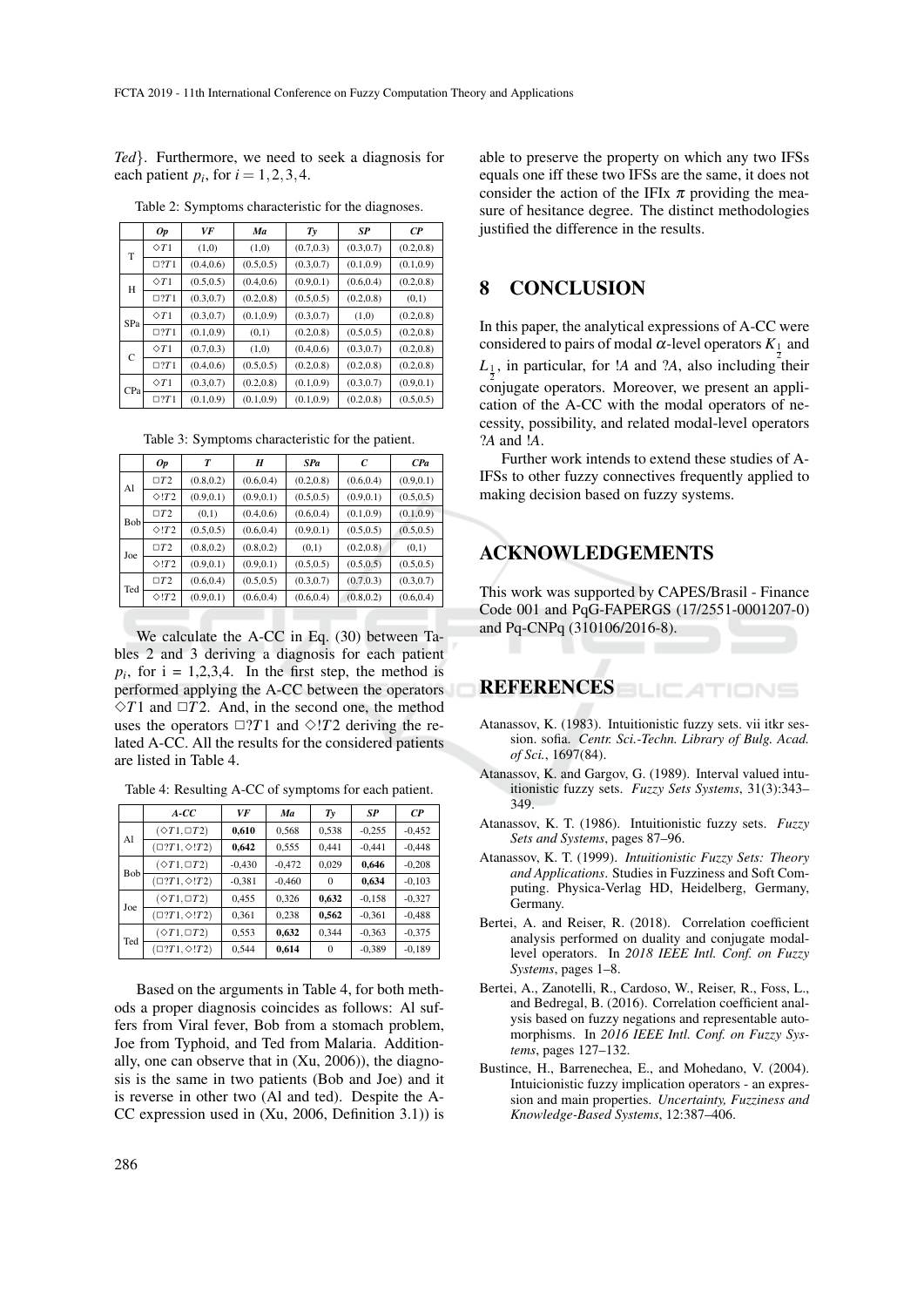*Ted*}. Furthermore, we need to seek a diagnosis for each patient $p_i$, for $i = 1,2,3,4$.

Table 2: Symptoms characteristic for the diagnoses.

| | *Op* | *VF* | *Ma* | *Ty* | *SP* | *CP* |
|---|---|---|---|---|---|---|
| T | $\Diamond T1$ | (1,0) | (1,0) | (0.7,0.3) | (0.3,0.7) | (0.2,0.8) |
| | $\Box ?T1$ | (0.4,0.6) | (0.5,0.5) | (0.3,0.7) | (0.1,0.9) | (0.1,0.9) |
| H | $\Diamond T1$ | (0.5,0.5) | (0.4,0.6) | (0.9,0.1) | (0.6,0.4) | (0.2,0.8) |
| | $\Box ?T1$ | (0.3,0.7) | (0.2,0.8) | (0.5,0.5) | (0.2,0.8) | (0,1) |
| SPa | $\Diamond T1$ | (0.3,0.7) | (0.1,0.9) | (0.3,0.7) | (1,0) | (0.2,0.8) |
| | $\Box ?T1$ | (0.1,0.9) | (0,1) | (0.2,0.8) | (0.5,0.5) | (0.2,0.8) |
| C | $\Diamond T1$ | (0.7,0.3) | (1,0) | (0.4,0.6) | (0.3,0.7) | (0.2,0.8) |
| | $\Box ?T1$ | (0.4,0.6) | (0.5,0.5) | (0.2,0.8) | (0.2,0.8) | (0.2,0.8) |
| CPa | $\Diamond T1$ | (0.3,0.7) | (0.2,0.8) | (0.1,0.9) | (0.3,0.7) | (0.9,0.1) |
| | $\Box ?T1$ | (0.1,0.9) | (0.1,0.9) | (0.1,0.9) | (0.2,0.8) | (0.5,0.5) |

Table 3: Symptoms characteristic for the patient.

| | *Op* | *T* | *H* | *SPa* | *C* | *CPa* |
|---|---|---|---|---|---|---|
| Al | $\Box T2$ | (0.8,0.2) | (0.6,0.4) | (0.2,0.8) | (0.6,0.4) | (0.9,0.1) |
| | $\Diamond !T2$ | (0.9,0.1) | (0.9,0.1) | (0.5,0.5) | (0.9,0.1) | (0.5,0.5) |
| Bob | $\Box T2$ | (0,1) | (0.4,0.6) | (0.6,0.4) | (0.1,0.9) | (0.1,0.9) |
| | $\Diamond !T2$ | (0.5,0.5) | (0.6,0.4) | (0.9,0.1) | (0.5,0.5) | (0.5,0.5) |
| Joe | $\Box T2$ | (0.8,0.2) | (0.8,0.2) | (0,1) | (0.2,0.8) | (0,1) |
| | $\Diamond !T2$ | (0.9,0.1) | (0.9,0.1) | (0.5,0.5) | (0.5,0.5) | (0.5,0.5) |
| Ted | $\Box T2$ | (0.6,0.4) | (0.5,0.5) | (0.3,0.7) | (0.7,0.3) | (0.3,0.7) |
| | $\Diamond !T2$ | (0.9,0.1) | (0.6,0.4) | (0.6,0.4) | (0.8,0.2) | (0.6,0.4) |

We calculate the A-CC in Eq. (30) between Tables 2 and 3 deriving a diagnosis for each patient $p_i$, for i = 1,2,3,4. In the first step, the method is performed applying the A-CC between the operators $\Diamond T1$ and $\Box T2$. And, in the second one, the method uses the operators $\Box ?T1$ and $\Diamond !T2$ deriving the related A-CC. All the results for the considered patients are listed in Table 4.

Table 4: Resulting A-CC of symptoms for each patient.

| | *A-CC* | *VF* | *Ma* | *Ty* | *SP* | *CP* |
|---|---|---|---|---|---|---|
| Al | $(\Diamond T1, \Box T2)$ | **0,610** | 0,568 | 0,538 | -0,255 | -0,452 |
| | $(\Box ?T1, \Diamond !T2)$ | **0,642** | 0,555 | 0,441 | -0,441 | -0,448 |
| Bob | $(\Diamond T1, \Box T2)$ | -0,430 | -0,472 | 0,029 | **0,646** | -0,208 |
| | $(\Box ?T1, \Diamond !T2)$ | -0,381 | -0,460 | 0 | **0,634** | -0,103 |
| Joe | $(\Diamond T1, \Box T2)$ | 0,455 | 0,326 | **0,632** | -0,158 | -0,327 |
| | $(\Box ?T1, \Diamond !T2)$ | 0,361 | 0,238 | **0,562** | -0,361 | -0,488 |
| Ted | $(\Diamond T1, \Box T2)$ | 0,553 | **0,632** | 0,344 | -0,363 | -0,375 |
| | $(\Box ?T1, \Diamond !T2)$ | 0,544 | **0,614** | 0 | -0,389 | -0,189 |

Based on the arguments in Table 4, for both methods a proper diagnosis coincides as follows: Al suffers from Viral fever, Bob from a stomach problem, Joe from Typhoid, and Ted from Malaria. Additionally, one can observe that in (Xu, 2006)), the diagnosis is the same in two patients (Bob and Joe) and it is reverse in other two (Al and ted). Despite the A-CC expression used in (Xu, 2006, Definition 3.1)) is able to preserve the property on which any two IFSs equals one iff these two IFSs are the same, it does not consider the action of the IFIx $\pi$ providing the measure of hesitance degree. The distinct methodologies justified the difference in the results.

## 8 CONCLUSION

In this paper, the analytical expressions of A-CC were considered to pairs of modal $\alpha$-level operators $K_{\frac{1}{2}}$ and $L_{\frac{1}{2}}$, in particular, for $!A$ and $?A$, also including their conjugate operators. Moreover, we present an application of the A-CC with the modal operators of necessity, possibility, and related modal-level operators $?A$ and $!A$.

Further work intends to extend these studies of A-IFSs to other fuzzy connectives frequently applied to making decision based on fuzzy systems.

## ACKNOWLEDGEMENTS

This work was supported by CAPES/Brasil - Finance Code 001 and PqG-FAPERGS (17/2551-0001207-0) and Pq-CNPq (310106/2016-8).

## REFERENCES

Atanassov, K. (1983). Intuitionistic fuzzy sets. vii itkr session. sofia. *Centr. Sci.-Techn. Library of Bulg. Acad. of Sci.*, 1697(84).

Atanassov, K. and Gargov, G. (1989). Interval valued intuitionistic fuzzy sets. *Fuzzy Sets Systems*, 31(3):343–349.

Atanassov, K. T. (1986). Intuitionistic fuzzy sets. *Fuzzy Sets and Systems*, pages 87–96.

Atanassov, K. T. (1999). *Intuitionistic Fuzzy Sets: Theory and Applications*. Studies in Fuzziness and Soft Computing. Physica-Verlag HD, Heidelberg, Germany, Germany.

Bertei, A. and Reiser, R. (2018). Correlation coefficient analysis performed on duality and conjugate modal-level operators. In *2018 IEEE Intl. Conf. on Fuzzy Systems*, pages 1–8.

Bertei, A., Zanotelli, R., Cardoso, W., Reiser, R., Foss, L., and Bedregal, B. (2016). Correlation coefficient analysis based on fuzzy negations and representable automorphisms. In *2016 IEEE Intl. Conf. on Fuzzy Systems*, pages 127–132.

Bustince, H., Barrenechea, E., and Mohedano, V. (2004). Intuicionistic fuzzy implication operators - an expression and main properties. *Uncertainty, Fuzziness and Knowledge-Based Systems*, 12:387–406.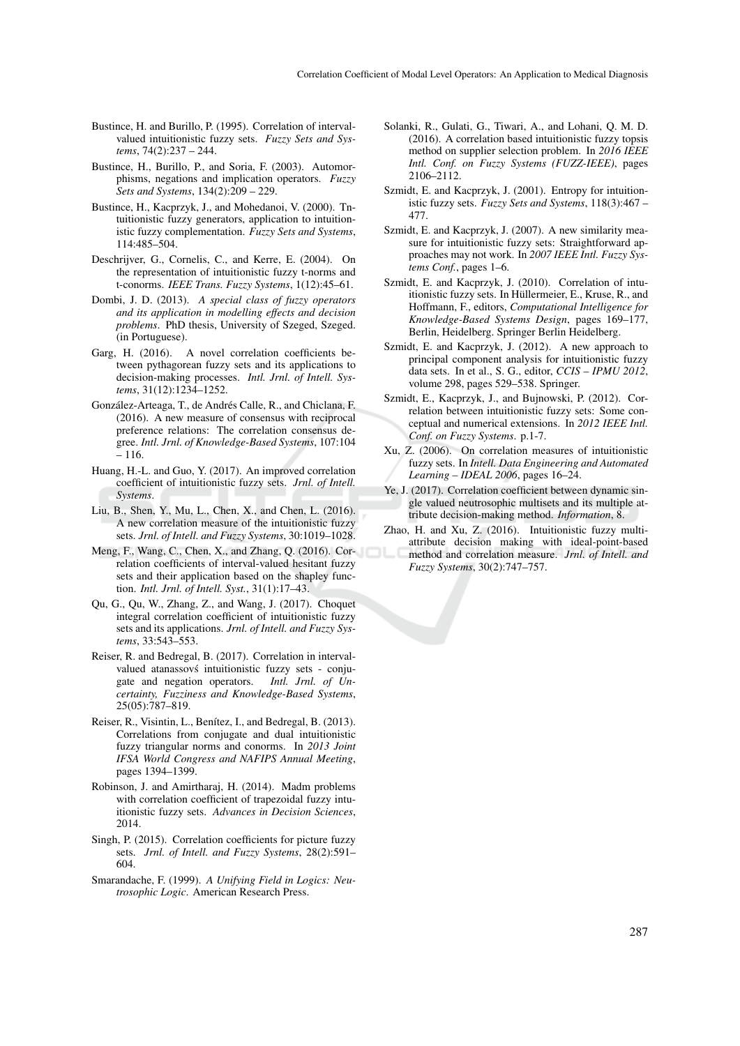Bustince, H. and Burillo, P. (1995). Correlation of interval-valued intuitionistic fuzzy sets. *Fuzzy Sets and Systems*, 74(2):237 – 244.

Bustince, H., Burillo, P., and Soria, F. (2003). Automorphisms, negations and implication operators. *Fuzzy Sets and Systems*, 134(2):209 – 229.

Bustince, H., Kacprzyk, J., and Mohedanoi, V. (2000). Tntuitionistic fuzzy generators, application to intuitionistic fuzzy complementation. *Fuzzy Sets and Systems*, 114:485–504.

Deschrijver, G., Cornelis, C., and Kerre, E. (2004). On the representation of intuitionistic fuzzy t-norms and t-conorms. *IEEE Trans. Fuzzy Systems*, 1(12):45–61.

Dombi, J. D. (2013). *A special class of fuzzy operators and its application in modelling effects and decision problems*. PhD thesis, University of Szeged, Szeged. (in Portuguese).

Garg, H. (2016). A novel correlation coefficients between pythagorean fuzzy sets and its applications to decision-making processes. *Intl. Jrnl. of Intell. Systems*, 31(12):1234–1252.

González-Arteaga, T., de Andrés Calle, R., and Chiclana, F. (2016). A new measure of consensus with reciprocal preference relations: The correlation consensus degree. *Intl. Jrnl. of Knowledge-Based Systems*, 107:104 – 116.

Huang, H.-L. and Guo, Y. (2017). An improved correlation coefficient of intuitionistic fuzzy sets. *Jrnl. of Intell. Systems*.

Liu, B., Shen, Y., Mu, L., Chen, X., and Chen, L. (2016). A new correlation measure of the intuitionistic fuzzy sets. *Jrnl. of Intell. and Fuzzy Systems*, 30:1019–1028.

Meng, F., Wang, C., Chen, X., and Zhang, Q. (2016). Correlation coefficients of interval-valued hesitant fuzzy sets and their application based on the shapley function. *Intl. Jrnl. of Intell. Syst.*, 31(1):17–43.

Qu, G., Qu, W., Zhang, Z., and Wang, J. (2017). Choquet integral correlation coefficient of intuitionistic fuzzy sets and its applications. *Jrnl. of Intell. and Fuzzy Systems*, 33:543–553.

Reiser, R. and Bedregal, B. (2017). Correlation in interval-valued atanassovś intuitionistic fuzzy sets - conjugate and negation operators. *Intl. Jrnl. of Uncertainty, Fuzziness and Knowledge-Based Systems*, 25(05):787–819.

Reiser, R., Visintin, L., Benítez, I., and Bedregal, B. (2013). Correlations from conjugate and dual intuitionistic fuzzy triangular norms and conorms. In *2013 Joint IFSA World Congress and NAFIPS Annual Meeting*, pages 1394–1399.

Robinson, J. and Amirtharaj, H. (2014). Madm problems with correlation coefficient of trapezoidal fuzzy intuitionistic fuzzy sets. *Advances in Decision Sciences*, 2014.

Singh, P. (2015). Correlation coefficients for picture fuzzy sets. *Jrnl. of Intell. and Fuzzy Systems*, 28(2):591–604.

Smarandache, F. (1999). *A Unifying Field in Logics: Neutrosophic Logic*. American Research Press.

Solanki, R., Gulati, G., Tiwari, A., and Lohani, Q. M. D. (2016). A correlation based intuitionistic fuzzy topsis method on supplier selection problem. In *2016 IEEE Intl. Conf. on Fuzzy Systems (FUZZ-IEEE)*, pages 2106–2112.

Szmidt, E. and Kacprzyk, J. (2001). Entropy for intuitionistic fuzzy sets. *Fuzzy Sets and Systems*, 118(3):467 – 477.

Szmidt, E. and Kacprzyk, J. (2007). A new similarity measure for intuitionistic fuzzy sets: Straightforward approaches may not work. In *2007 IEEE Intl. Fuzzy Systems Conf.*, pages 1–6.

Szmidt, E. and Kacprzyk, J. (2010). Correlation of intuitionistic fuzzy sets. In Hüllermeier, E., Kruse, R., and Hoffmann, F., editors, *Computational Intelligence for Knowledge-Based Systems Design*, pages 169–177, Berlin, Heidelberg. Springer Berlin Heidelberg.

Szmidt, E. and Kacprzyk, J. (2012). A new approach to principal component analysis for intuitionistic fuzzy data sets. In et al., S. G., editor, *CCIS – IPMU 2012*, volume 298, pages 529–538. Springer.

Szmidt, E., Kacprzyk, J., and Bujnowski, P. (2012). Correlation between intuitionistic fuzzy sets: Some conceptual and numerical extensions. In *2012 IEEE Intl. Conf. on Fuzzy Systems*. p.1-7.

Xu, Z. (2006). On correlation measures of intuitionistic fuzzy sets. In *Intell. Data Engineering and Automated Learning – IDEAL 2006*, pages 16–24.

Ye, J. (2017). Correlation coefficient between dynamic single valued neutrosophic multisets and its multiple attribute decision-making method. *Information*, 8.

Zhao, H. and Xu, Z. (2016). Intuitionistic fuzzy multi-attribute decision making with ideal-point-based method and correlation measure. *Jrnl. of Intell. and Fuzzy Systems*, 30(2):747–757.